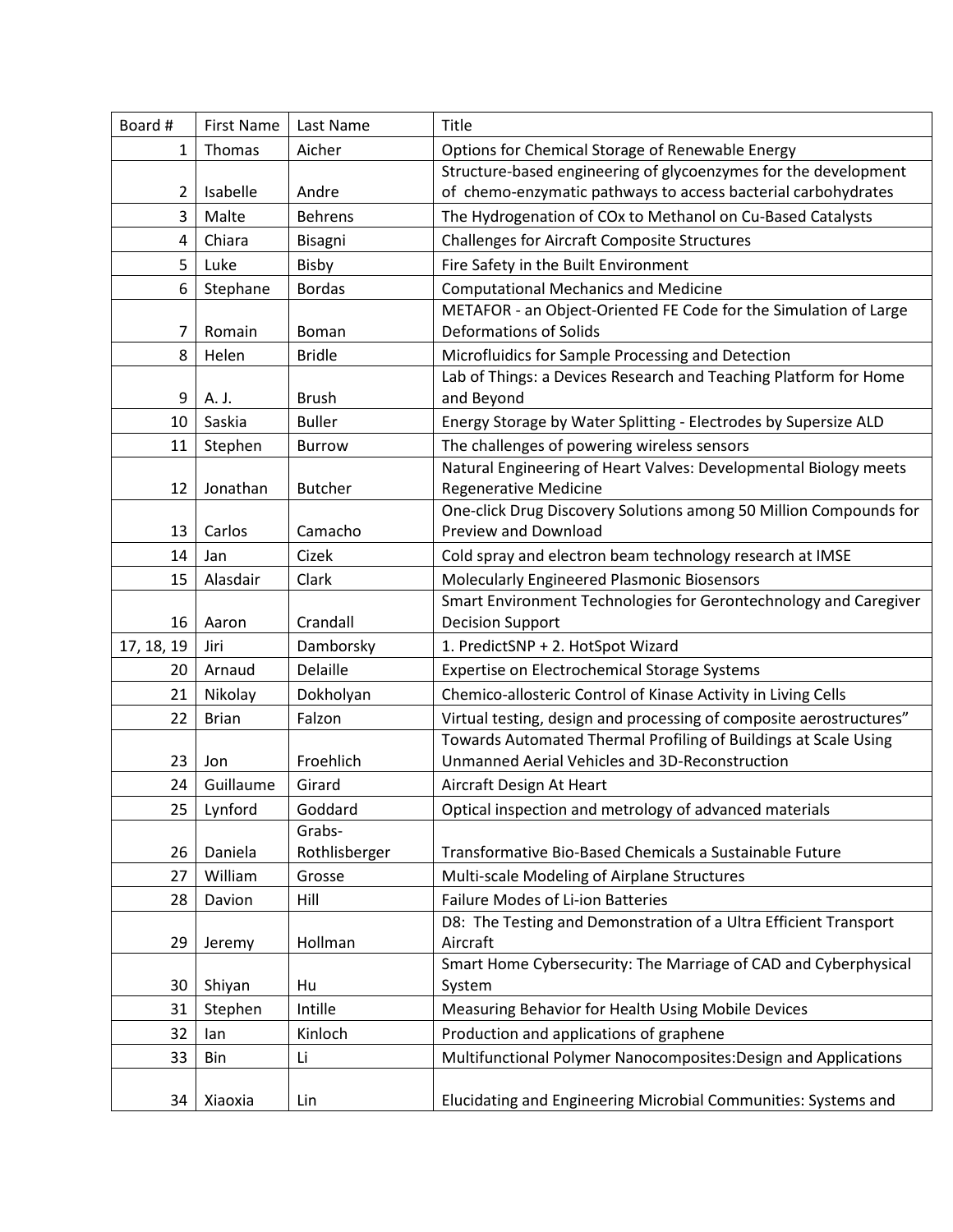| Board # | First Name | Last Name | Title |
|---|---|---|---|
| 1 | Thomas | Aicher | Options for Chemical Storage of Renewable Energy |
| 2 | Isabelle | Andre | Structure-based engineering of glycoenzymes for the development of chemo-enzymatic pathways to access bacterial carbohydrates |
| 3 | Malte | Behrens | The Hydrogenation of COx to Methanol on Cu-Based Catalysts |
| 4 | Chiara | Bisagni | Challenges for Aircraft Composite Structures |
| 5 | Luke | Bisby | Fire Safety in the Built Environment |
| 6 | Stephane | Bordas | Computational Mechanics and Medicine |
| 7 | Romain | Boman | METAFOR - an Object-Oriented FE Code for the Simulation of Large Deformations of Solids |
| 8 | Helen | Bridle | Microfluidics for Sample Processing and Detection |
| 9 | A. J. | Brush | Lab of Things: a Devices Research and Teaching Platform for Home and Beyond |
| 10 | Saskia | Buller | Energy Storage by Water Splitting - Electrodes by Supersize ALD |
| 11 | Stephen | Burrow | The challenges of powering wireless sensors |
| 12 | Jonathan | Butcher | Natural Engineering of Heart Valves: Developmental Biology meets Regenerative Medicine |
| 13 | Carlos | Camacho | One-click Drug Discovery Solutions among 50 Million Compounds for Preview and Download |
| 14 | Jan | Cizek | Cold spray and electron beam technology research at IMSE |
| 15 | Alasdair | Clark | Molecularly Engineered Plasmonic Biosensors |
| 16 | Aaron | Crandall | Smart Environment Technologies for Gerontechnology and Caregiver Decision Support |
| 17, 18, 19 | Jiri | Damborsky | 1. PredictSNP + 2. HotSpot Wizard |
| 20 | Arnaud | Delaille | Expertise on Electrochemical Storage Systems |
| 21 | Nikolay | Dokholyan | Chemico-allosteric Control of Kinase Activity in Living Cells |
| 22 | Brian | Falzon | Virtual testing, design and processing of composite aerostructures" |
| 23 | Jon | Froehlich | Towards Automated Thermal Profiling of Buildings at Scale Using Unmanned Aerial Vehicles and 3D-Reconstruction |
| 24 | Guillaume | Girard | Aircraft Design At Heart |
| 25 | Lynford | Goddard | Optical inspection and metrology of advanced materials |
| 26 | Daniela | Grabs-Rothlisberger | Transformative Bio-Based Chemicals a Sustainable Future |
| 27 | William | Grosse | Multi-scale Modeling of Airplane Structures |
| 28 | Davion | Hill | Failure Modes of Li-ion Batteries |
| 29 | Jeremy | Hollman | D8: The Testing and Demonstration of a Ultra Efficient Transport Aircraft |
| 30 | Shiyan | Hu | Smart Home Cybersecurity: The Marriage of CAD and Cyberphysical System |
| 31 | Stephen | Intille | Measuring Behavior for Health Using Mobile Devices |
| 32 | Ian | Kinloch | Production and applications of graphene |
| 33 | Bin | Li | Multifunctional Polymer Nanocomposites:Design and Applications |
| 34 | Xiaoxia | Lin | Elucidating and Engineering Microbial Communities: Systems and |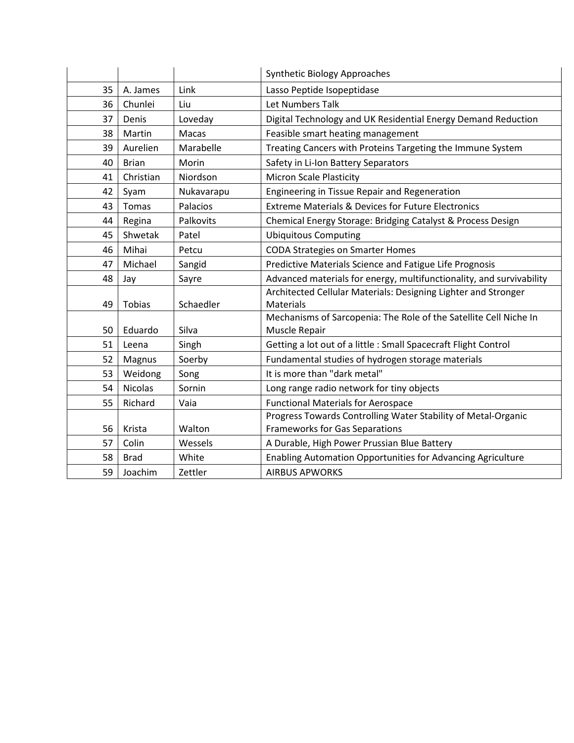| | | | |
|---|---|---|---|
| | | | Synthetic Biology Approaches |
| 35 | A. James | Link | Lasso Peptide Isopeptidase |
| 36 | Chunlei | Liu | Let Numbers Talk |
| 37 | Denis | Loveday | Digital Technology and UK Residential Energy Demand Reduction |
| 38 | Martin | Macas | Feasible smart heating management |
| 39 | Aurelien | Marabelle | Treating Cancers with Proteins Targeting the Immune System |
| 40 | Brian | Morin | Safety in Li-Ion Battery Separators |
| 41 | Christian | Niordson | Micron Scale Plasticity |
| 42 | Syam | Nukavarapu | Engineering in Tissue Repair and Regeneration |
| 43 | Tomas | Palacios | Extreme Materials & Devices for Future Electronics |
| 44 | Regina | Palkovits | Chemical Energy Storage: Bridging Catalyst & Process Design |
| 45 | Shwetak | Patel | Ubiquitous Computing |
| 46 | Mihai | Petcu | CODA Strategies on Smarter Homes |
| 47 | Michael | Sangid | Predictive Materials Science and Fatigue Life Prognosis |
| 48 | Jay | Sayre | Advanced materials for energy, multifunctionality, and survivability |
| 49 | Tobias | Schaedler | Architected Cellular Materials: Designing Lighter and Stronger Materials |
| 50 | Eduardo | Silva | Mechanisms of Sarcopenia: The Role of the Satellite Cell Niche In Muscle Repair |
| 51 | Leena | Singh | Getting a lot out of a little : Small Spacecraft Flight Control |
| 52 | Magnus | Soerby | Fundamental studies of hydrogen storage materials |
| 53 | Weidong | Song | It is more than "dark metal" |
| 54 | Nicolas | Sornin | Long range radio network for tiny objects |
| 55 | Richard | Vaia | Functional Materials for Aerospace |
| 56 | Krista | Walton | Progress Towards Controlling Water Stability of Metal-Organic Frameworks for Gas Separations |
| 57 | Colin | Wessels | A Durable, High Power Prussian Blue Battery |
| 58 | Brad | White | Enabling Automation Opportunities for Advancing Agriculture |
| 59 | Joachim | Zettler | AIRBUS APWORKS |